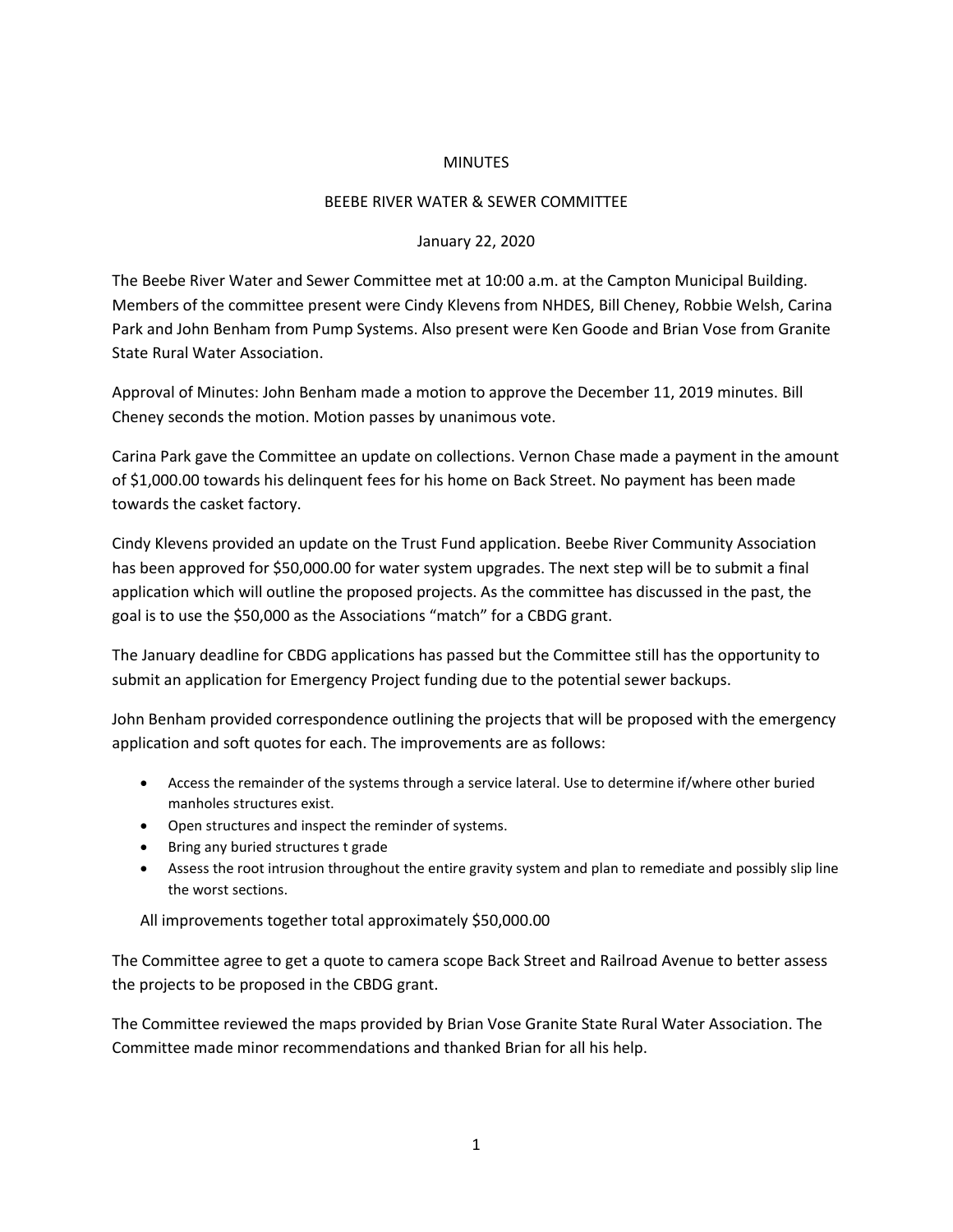# MINUTES

## BEEBE RIVER WATER & SEWER COMMITTEE

January 22, 2020

The Beebe River Water and Sewer Committee met at 10:00 a.m. at the Campton Municipal Building. Members of the committee present were Cindy Klevens from NHDES, Bill Cheney, Robbie Welsh, Carina Park and John Benham from Pump Systems. Also present were Ken Goode and Brian Vose from Granite State Rural Water Association.

Approval of Minutes: John Benham made a motion to approve the December 11, 2019 minutes. Bill Cheney seconds the motion. Motion passes by unanimous vote.

Carina Park gave the Committee an update on collections. Vernon Chase made a payment in the amount of $1,000.00 towards his delinquent fees for his home on Back Street. No payment has been made towards the casket factory.

Cindy Klevens provided an update on the Trust Fund application. Beebe River Community Association has been approved for $50,000.00 for water system upgrades. The next step will be to submit a final application which will outline the proposed projects. As the committee has discussed in the past, the goal is to use the $50,000 as the Associations "match" for a CBDG grant.

The January deadline for CBDG applications has passed but the Committee still has the opportunity to submit an application for Emergency Project funding due to the potential sewer backups.

John Benham provided correspondence outlining the projects that will be proposed with the emergency application and soft quotes for each. The improvements are as follows:

- Access the remainder of the systems through a service lateral. Use to determine if/where other buried manholes structures exist.
- Open structures and inspect the reminder of systems.
- Bring any buried structures t grade
- Assess the root intrusion throughout the entire gravity system and plan to remediate and possibly slip line the worst sections.

All improvements together total approximately $50,000.00

The Committee agree to get a quote to camera scope Back Street and Railroad Avenue to better assess the projects to be proposed in the CBDG grant.

The Committee reviewed the maps provided by Brian Vose Granite State Rural Water Association. The Committee made minor recommendations and thanked Brian for all his help.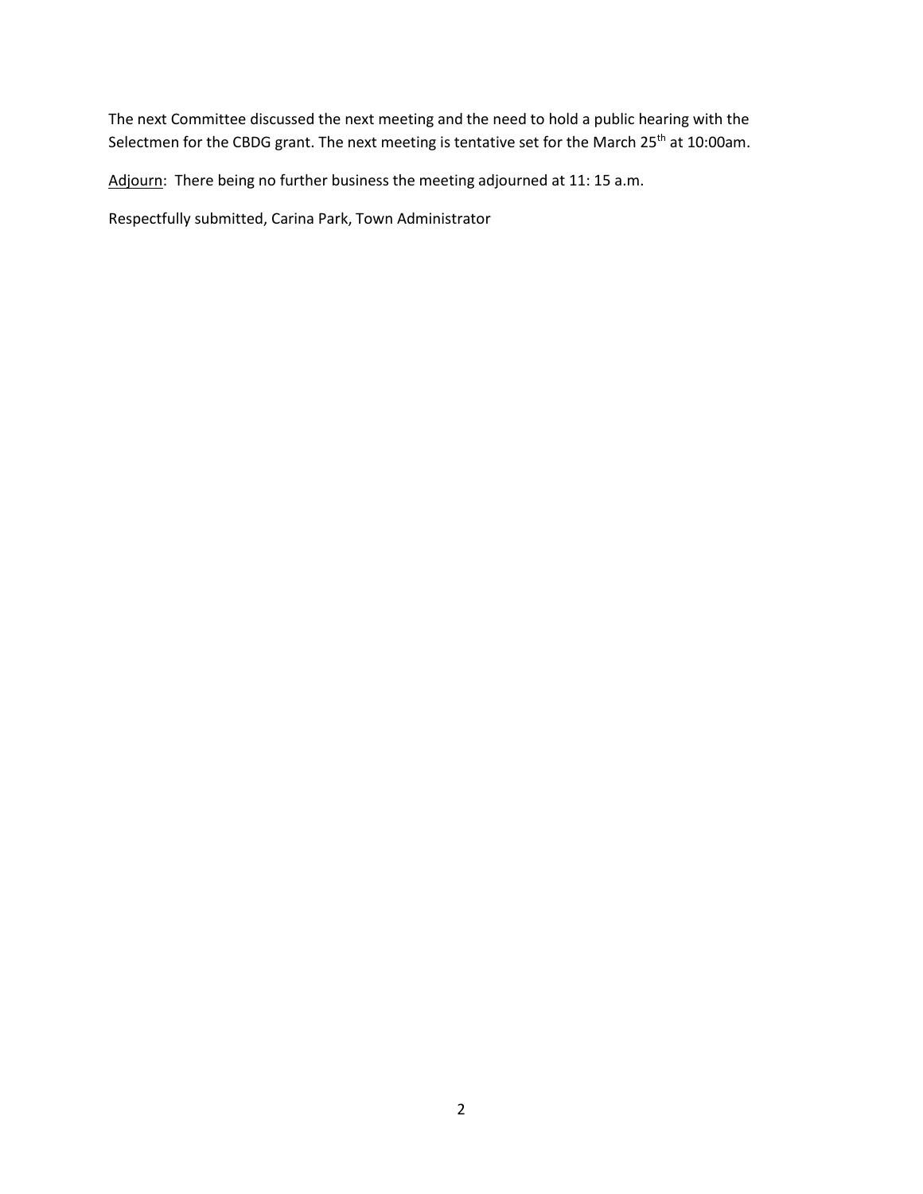The next Committee discussed the next meeting and the need to hold a public hearing with the Selectmen for the CBDG grant. The next meeting is tentative set for the March 25th at 10:00am.

Adjourn: There being no further business the meeting adjourned at 11: 15 a.m.

Respectfully submitted, Carina Park, Town Administrator